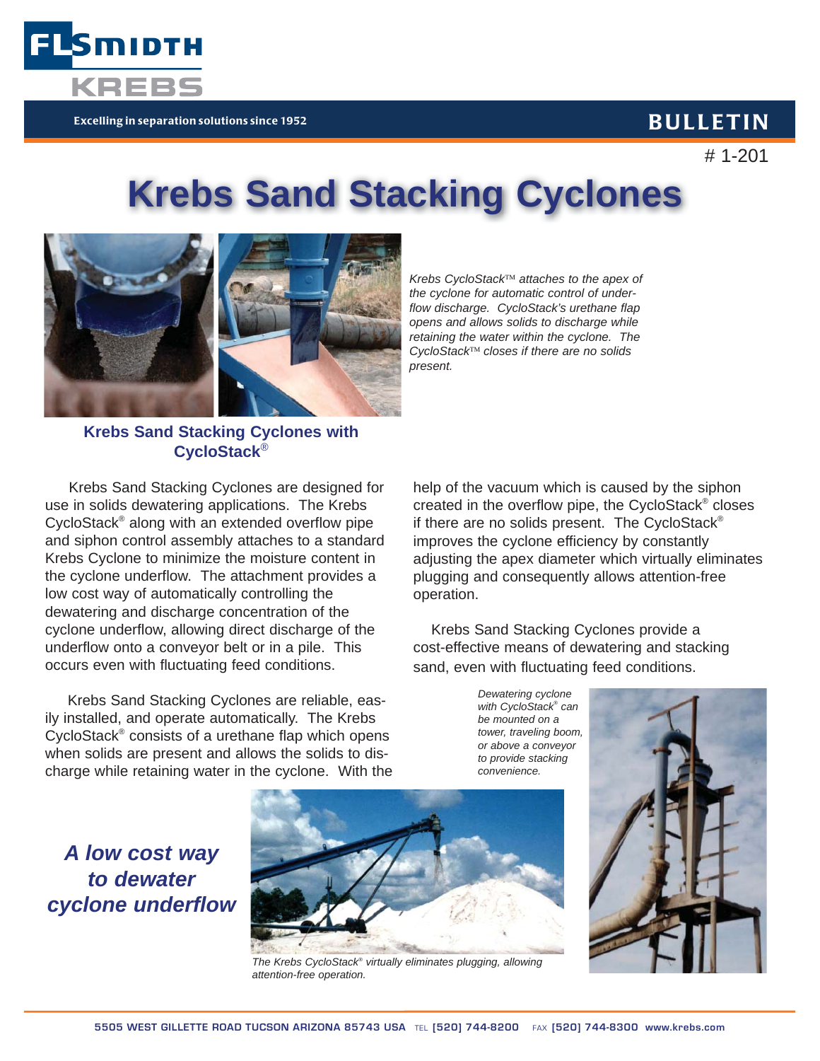FLSmidth KREBS

Excelling in separation solutions since 1952

**BULLETIN**

# 1-201

# Krebs Sand Stacking Cyclones

*Krebs CycloStack™ attaches to the apex of the cyclone for automatic control of underflow discharge. CycloStack's urethane flap opens and allows solids to discharge while retaining the water within the cyclone. The CycloStack™ closes if there are no solids present.*

## Krebs Sand Stacking Cyclones with CycloStack®

Krebs Sand Stacking Cyclones are designed for use in solids dewatering applications. The Krebs CycloStack® along with an extended overflow pipe and siphon control assembly attaches to a standard Krebs Cyclone to minimize the moisture content in the cyclone underflow. The attachment provides a low cost way of automatically controlling the dewatering and discharge concentration of the cyclone underflow, allowing direct discharge of the underflow onto a conveyor belt or in a pile. This occurs even with fluctuating feed conditions.

Krebs Sand Stacking Cyclones are reliable, easily installed, and operate automatically. The Krebs CycloStack® consists of a urethane flap which opens when solids are present and allows the solids to discharge while retaining water in the cyclone. With the help of the vacuum which is caused by the siphon created in the overflow pipe, the CycloStack® closes if there are no solids present. The CycloStack® improves the cyclone efficiency by constantly adjusting the apex diameter which virtually eliminates plugging and consequently allows attention-free operation.

Krebs Sand Stacking Cyclones provide a cost-effective means of dewatering and stacking sand, even with fluctuating feed conditions.

*Dewatering cyclone with CycloStack® can be mounted on a tower, traveling boom, or above a conveyor to provide stacking convenience.*

***A low cost way to dewater cyclone underflow***

*The Krebs CycloStack® virtually eliminates plugging, allowing attention-free operation.*

5505 WEST GILLETTE ROAD TUCSON ARIZONA 85743 USA TEL [520] 744-8200 FAX [520] 744-8300 www.krebs.com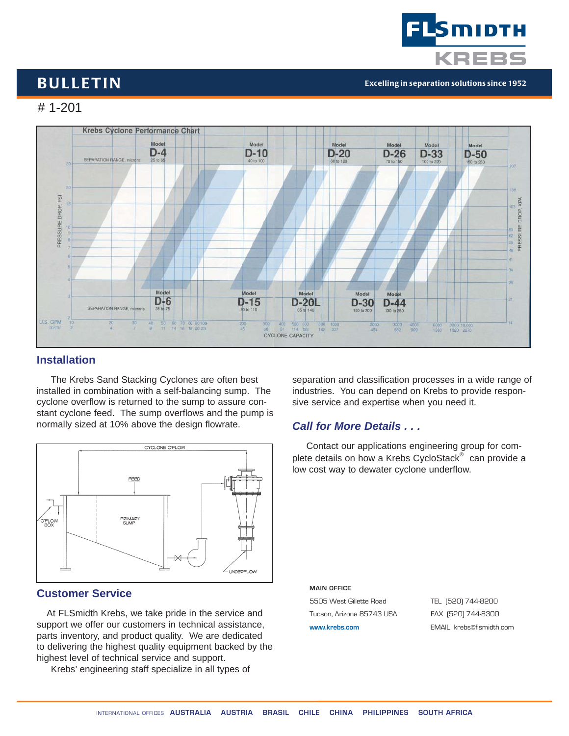BULLETIN

Excelling in separation solutions since 1952

# 1-201

Krebs Cyclone Performance Chart

SEPARATION RANGE, microns

Model D-4 25 to 65

Model D-10 40 to 100

Model D-20 60 to 120

Model D-26 70 to 150

Model D-33 100 to 220

Model D-50 150 to 250

Model D-6 35 to 75

Model D-15 50 to 110

Model D-20L 65 to 140

Model D-30 100 to 200

Model D-44 130 to 250

PRESSURE DROP, PSI: 2, 3, 4, 5, 6, 7, 8, 9, 10, 15, 20, 30

PRESSURE DROP, KPA: 14, 21, 28, 34, 41, 48, 55, 62, 69, 103, 138, 207

U.S. GPM: 10, 20, 30, 40, 50, 60, 70, 80, 90, 100, 200, 300, 400, 500, 600, 800, 1000, 2000, 3000, 4000, 6000, 8000, 10,000

m³/hr: 2, 4, 7, 9, 11, 14, 16, 18, 20, 23, 45, 68, 91, 114, 136, 182, 227, 454, 682, 909, 1360, 1820, 2270

CYCLONE CAPACITY

## Installation

The Krebs Sand Stacking Cyclones are often best installed in combination with a self-balancing sump. The cyclone overflow is returned to the sump to assure constant cyclone feed. The sump overflows and the pump is normally sized at 10% above the design flowrate.

CYCLONE O'FLOW

FEED

O'FLOW BOX

PRIMARY SUMP

UNDERFLOW

## Customer Service

At FLSmidth Krebs, we take pride in the service and support we offer our customers in technical assistance, parts inventory, and product quality. We are dedicated to delivering the highest quality equipment backed by the highest level of technical service and support.

Krebs' engineering staff specialize in all types of separation and classification processes in a wide range of industries. You can depend on Krebs to provide responsive service and expertise when you need it.

## *Call for More Details . . .*

Contact our applications engineering group for complete details on how a Krebs CycloStack® can provide a low cost way to dewater cyclone underflow.

**MAIN OFFICE**

5505 West Gillette Road
Tucson, Arizona 85743 USA
www.krebs.com

TEL (520) 744-8200
FAX (520) 744-8300
EMAIL krebs@flsmidth.com

INTERNATIONAL OFFICES **AUSTRALIA AUSTRIA BRASIL CHILE CHINA PHILIPPINES SOUTH AFRICA**